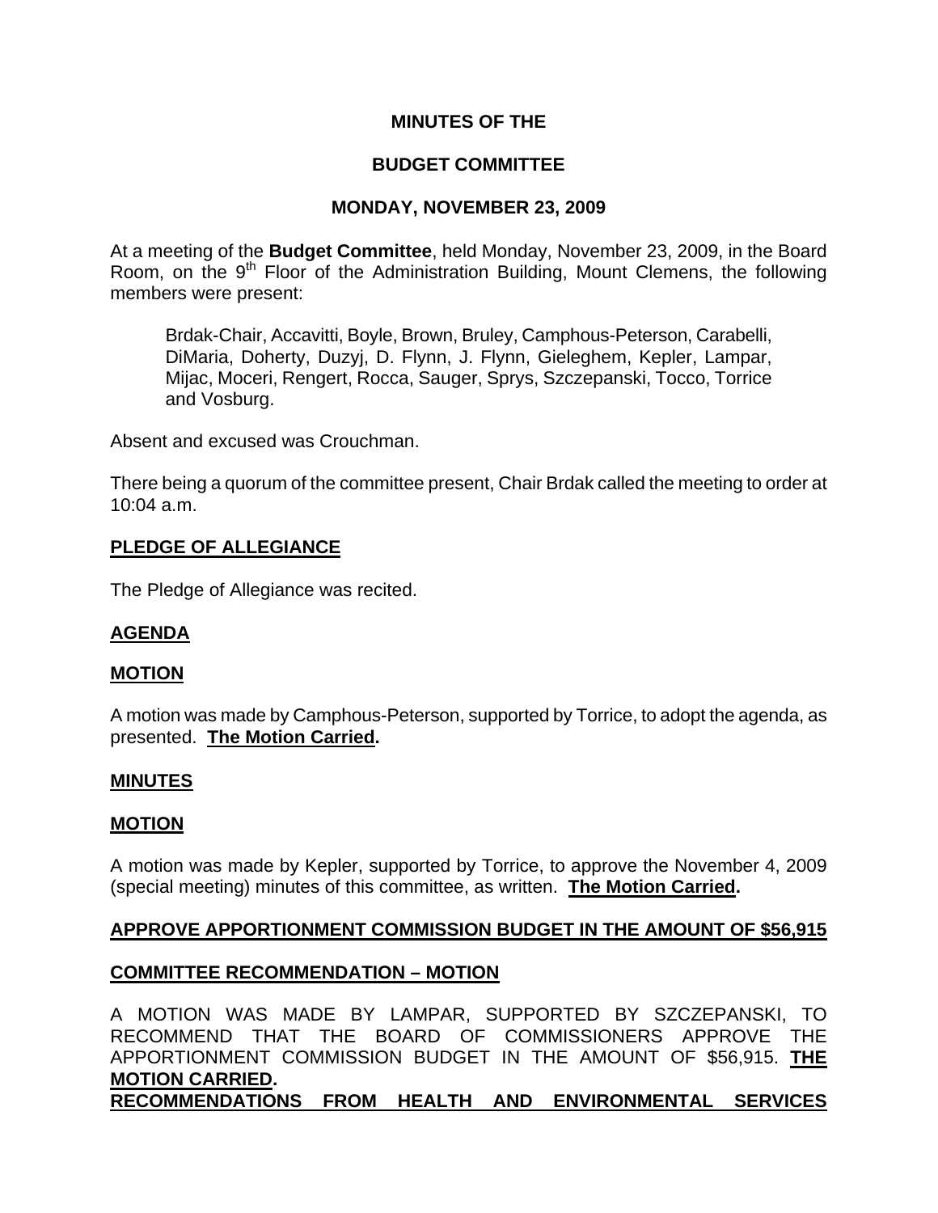**MINUTES OF THE**

**BUDGET COMMITTEE**

**MONDAY, NOVEMBER 23, 2009**

At a meeting of the **Budget Committee**, held Monday, November 23, 2009, in the Board Room, on the 9th Floor of the Administration Building, Mount Clemens, the following members were present:

Brdak-Chair, Accavitti, Boyle, Brown, Bruley, Camphous-Peterson, Carabelli, DiMaria, Doherty, Duzyj, D. Flynn, J. Flynn, Gieleghem, Kepler, Lampar, Mijac, Moceri, Rengert, Rocca, Sauger, Sprys, Szczepanski, Tocco, Torrice and Vosburg.

Absent and excused was Crouchman.

There being a quorum of the committee present, Chair Brdak called the meeting to order at 10:04 a.m.

**PLEDGE OF ALLEGIANCE**

The Pledge of Allegiance was recited.

**AGENDA**

**MOTION**

A motion was made by Camphous-Peterson, supported by Torrice, to adopt the agenda, as presented. **The Motion Carried.**

**MINUTES**

**MOTION**

A motion was made by Kepler, supported by Torrice, to approve the November 4, 2009 (special meeting) minutes of this committee, as written. **The Motion Carried.**

**APPROVE APPORTIONMENT COMMISSION BUDGET IN THE AMOUNT OF $56,915**

**COMMITTEE RECOMMENDATION – MOTION**

A MOTION WAS MADE BY LAMPAR, SUPPORTED BY SZCZEPANSKI, TO RECOMMEND THAT THE BOARD OF COMMISSIONERS APPROVE THE APPORTIONMENT COMMISSION BUDGET IN THE AMOUNT OF $56,915. **THE MOTION CARRIED.**

**RECOMMENDATIONS FROM HEALTH AND ENVIRONMENTAL SERVICES**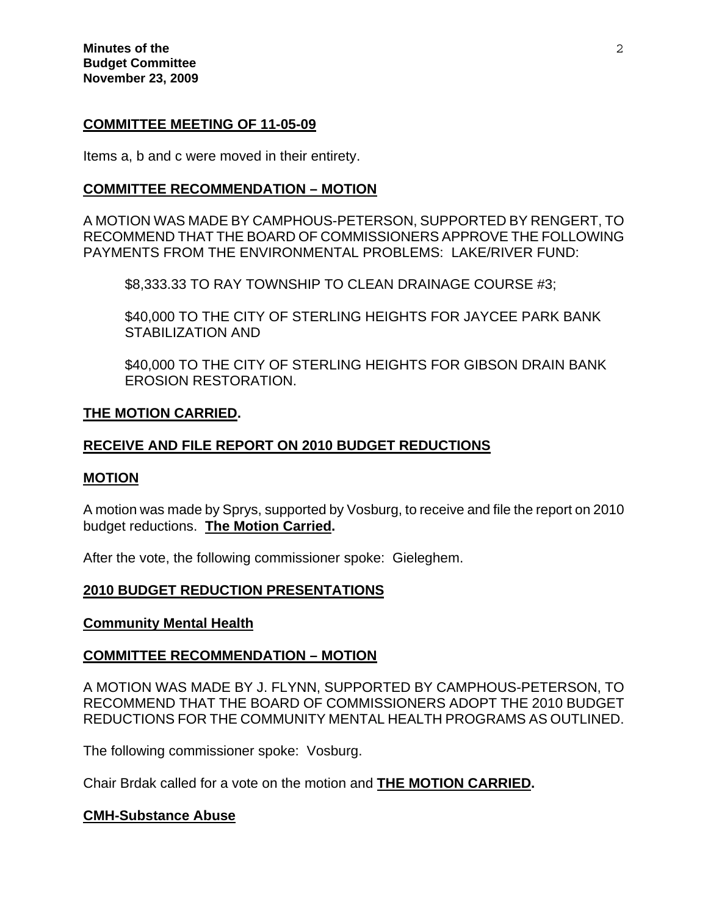**COMMITTEE MEETING OF 11-05-09**

Items a, b and c were moved in their entirety.

**COMMITTEE RECOMMENDATION – MOTION**

A MOTION WAS MADE BY CAMPHOUS-PETERSON, SUPPORTED BY RENGERT, TO RECOMMEND THAT THE BOARD OF COMMISSIONERS APPROVE THE FOLLOWING PAYMENTS FROM THE ENVIRONMENTAL PROBLEMS: LAKE/RIVER FUND:

> $8,333.33 TO RAY TOWNSHIP TO CLEAN DRAINAGE COURSE #3;
>
> $40,000 TO THE CITY OF STERLING HEIGHTS FOR JAYCEE PARK BANK STABILIZATION AND
>
> $40,000 TO THE CITY OF STERLING HEIGHTS FOR GIBSON DRAIN BANK EROSION RESTORATION.

**THE MOTION CARRIED.**

**RECEIVE AND FILE REPORT ON 2010 BUDGET REDUCTIONS**

**MOTION**

A motion was made by Sprys, supported by Vosburg, to receive and file the report on 2010 budget reductions. **The Motion Carried.**

After the vote, the following commissioner spoke: Gieleghem.

**2010 BUDGET REDUCTION PRESENTATIONS**

**Community Mental Health**

**COMMITTEE RECOMMENDATION – MOTION**

A MOTION WAS MADE BY J. FLYNN, SUPPORTED BY CAMPHOUS-PETERSON, TO RECOMMEND THAT THE BOARD OF COMMISSIONERS ADOPT THE 2010 BUDGET REDUCTIONS FOR THE COMMUNITY MENTAL HEALTH PROGRAMS AS OUTLINED.

The following commissioner spoke: Vosburg.

Chair Brdak called for a vote on the motion and **THE MOTION CARRIED.**

**CMH-Substance Abuse**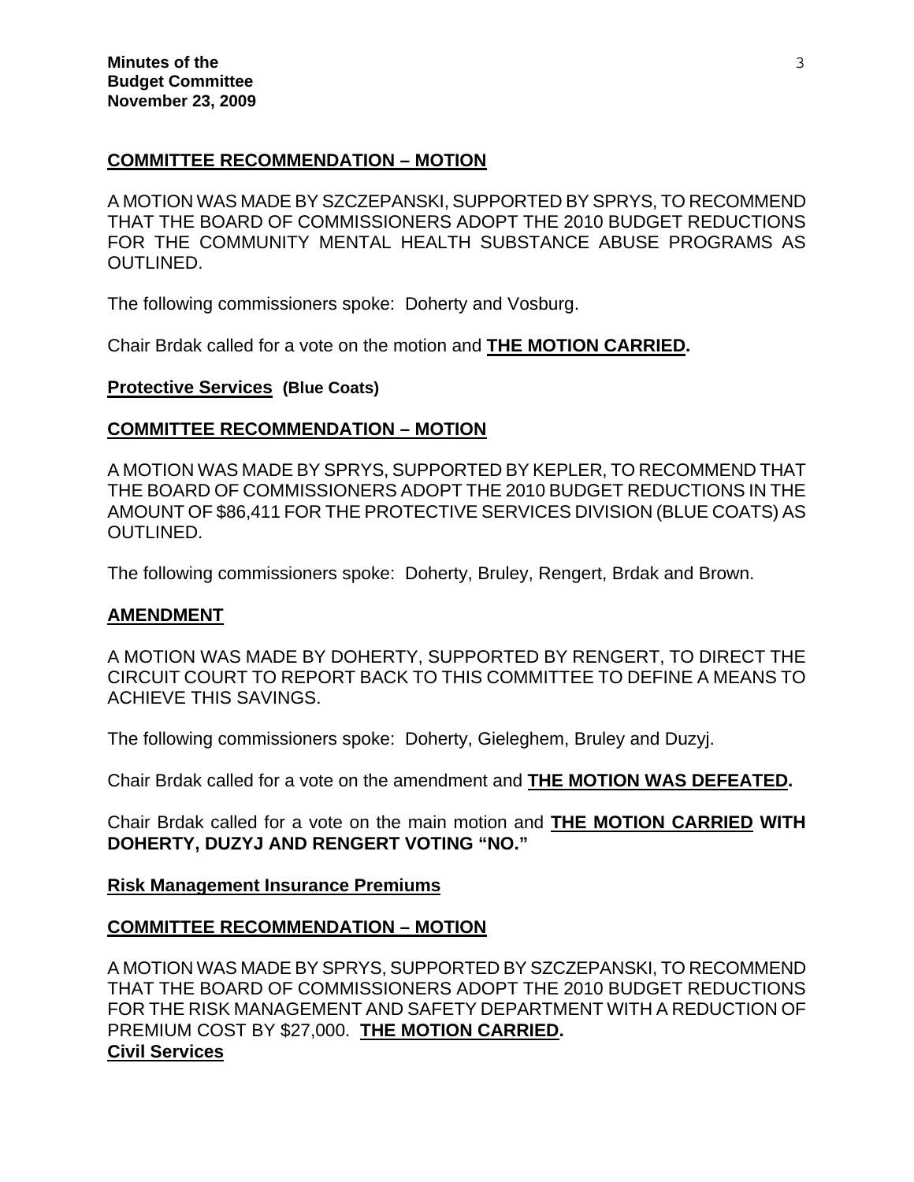**COMMITTEE RECOMMENDATION – MOTION**

A MOTION WAS MADE BY SZCZEPANSKI, SUPPORTED BY SPRYS, TO RECOMMEND THAT THE BOARD OF COMMISSIONERS ADOPT THE 2010 BUDGET REDUCTIONS FOR THE COMMUNITY MENTAL HEALTH SUBSTANCE ABUSE PROGRAMS AS OUTLINED.

The following commissioners spoke: Doherty and Vosburg.

Chair Brdak called for a vote on the motion and **THE MOTION CARRIED.**

**Protective Services (Blue Coats)**

**COMMITTEE RECOMMENDATION – MOTION**

A MOTION WAS MADE BY SPRYS, SUPPORTED BY KEPLER, TO RECOMMEND THAT THE BOARD OF COMMISSIONERS ADOPT THE 2010 BUDGET REDUCTIONS IN THE AMOUNT OF $86,411 FOR THE PROTECTIVE SERVICES DIVISION (BLUE COATS) AS OUTLINED.

The following commissioners spoke: Doherty, Bruley, Rengert, Brdak and Brown.

**AMENDMENT**

A MOTION WAS MADE BY DOHERTY, SUPPORTED BY RENGERT, TO DIRECT THE CIRCUIT COURT TO REPORT BACK TO THIS COMMITTEE TO DEFINE A MEANS TO ACHIEVE THIS SAVINGS.

The following commissioners spoke: Doherty, Gieleghem, Bruley and Duzyj.

Chair Brdak called for a vote on the amendment and **THE MOTION WAS DEFEATED.**

Chair Brdak called for a vote on the main motion and **THE MOTION CARRIED WITH DOHERTY, DUZYJ AND RENGERT VOTING "NO."**

**Risk Management Insurance Premiums**

**COMMITTEE RECOMMENDATION – MOTION**

A MOTION WAS MADE BY SPRYS, SUPPORTED BY SZCZEPANSKI, TO RECOMMEND THAT THE BOARD OF COMMISSIONERS ADOPT THE 2010 BUDGET REDUCTIONS FOR THE RISK MANAGEMENT AND SAFETY DEPARTMENT WITH A REDUCTION OF PREMIUM COST BY $27,000. **THE MOTION CARRIED.**

**Civil Services**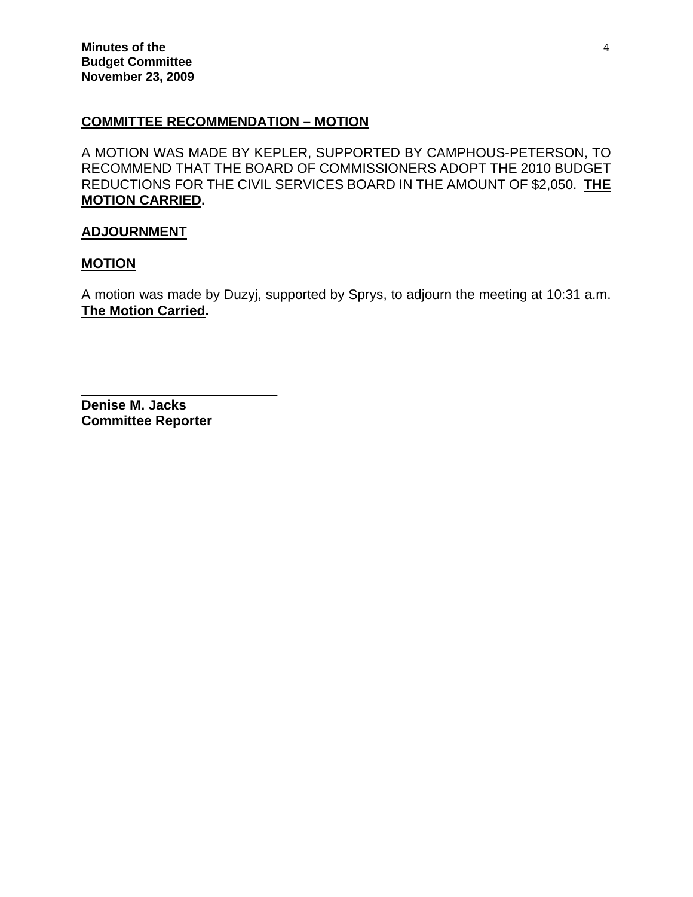**COMMITTEE RECOMMENDATION – MOTION**

A MOTION WAS MADE BY KEPLER, SUPPORTED BY CAMPHOUS-PETERSON, TO RECOMMEND THAT THE BOARD OF COMMISSIONERS ADOPT THE 2010 BUDGET REDUCTIONS FOR THE CIVIL SERVICES BOARD IN THE AMOUNT OF $2,050. **THE MOTION CARRIED.**

**ADJOURNMENT**

**MOTION**

A motion was made by Duzyj, supported by Sprys, to adjourn the meeting at 10:31 a.m. **The Motion Carried.**

\_\_\_\_\_\_\_\_\_\_\_\_\_\_\_\_\_\_\_\_\_\_\_\_\_\_\_\_

**Denise M. Jacks**
**Committee Reporter**